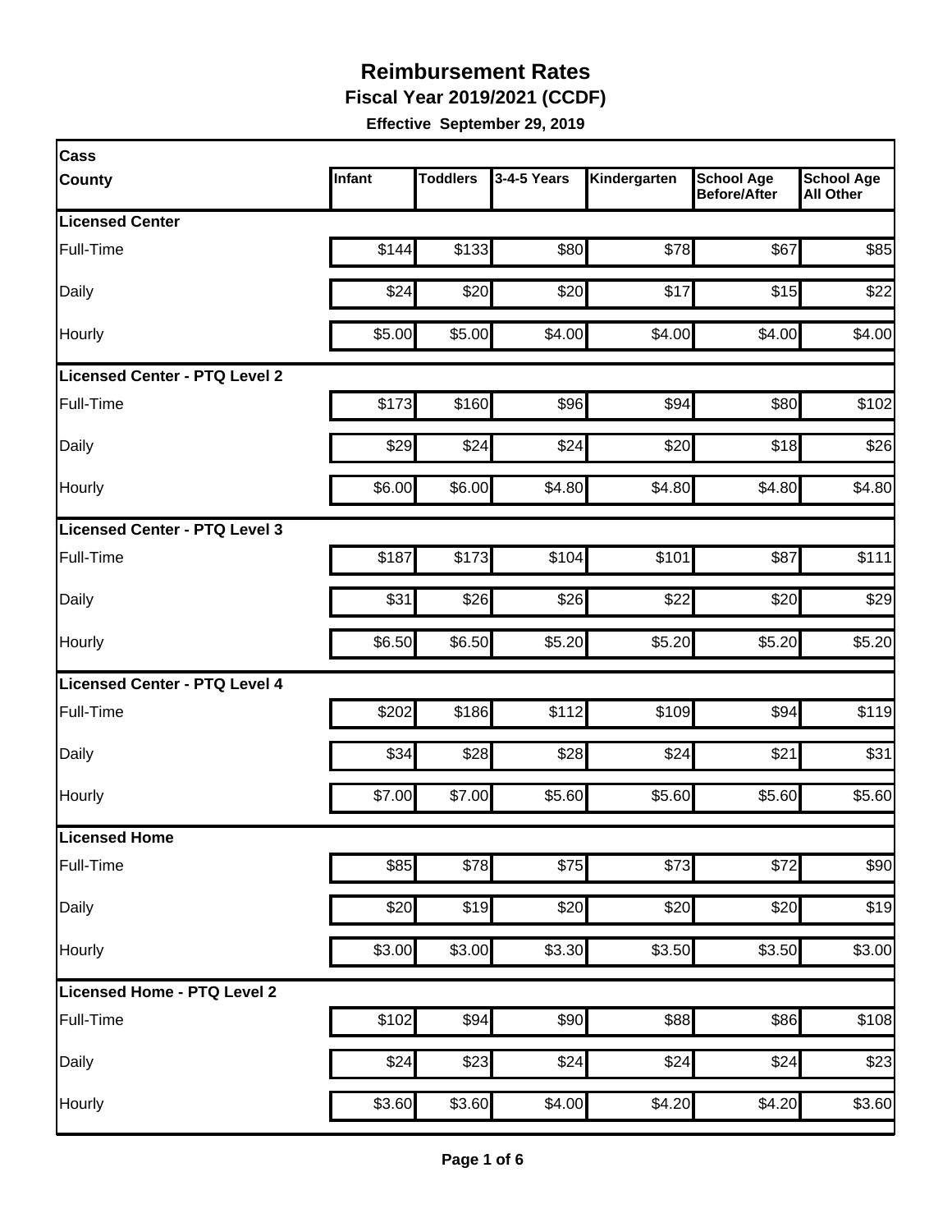# Reimbursement Rates

## Fiscal Year 2019/2021 (CCDF)

**Effective September 29, 2019**

| Cass County | Infant | Toddlers | 3-4-5 Years | Kindergarten | School Age Before/After | School Age All Other |
|---|---|---|---|---|---|---|
| **Licensed Center** | | | | | | |
| Full-Time | $144 | $133 | $80 | $78 | $67 | $85 |
| Daily | $24 | $20 | $20 | $17 | $15 | $22 |
| Hourly | $5.00 | $5.00 | $4.00 | $4.00 | $4.00 | $4.00 |
| **Licensed Center - PTQ Level 2** | | | | | | |
| Full-Time | $173 | $160 | $96 | $94 | $80 | $102 |
| Daily | $29 | $24 | $24 | $20 | $18 | $26 |
| Hourly | $6.00 | $6.00 | $4.80 | $4.80 | $4.80 | $4.80 |
| **Licensed Center - PTQ Level 3** | | | | | | |
| Full-Time | $187 | $173 | $104 | $101 | $87 | $111 |
| Daily | $31 | $26 | $26 | $22 | $20 | $29 |
| Hourly | $6.50 | $6.50 | $5.20 | $5.20 | $5.20 | $5.20 |
| **Licensed Center - PTQ Level 4** | | | | | | |
| Full-Time | $202 | $186 | $112 | $109 | $94 | $119 |
| Daily | $34 | $28 | $28 | $24 | $21 | $31 |
| Hourly | $7.00 | $7.00 | $5.60 | $5.60 | $5.60 | $5.60 |
| **Licensed Home** | | | | | | |
| Full-Time | $85 | $78 | $75 | $73 | $72 | $90 |
| Daily | $20 | $19 | $20 | $20 | $20 | $19 |
| Hourly | $3.00 | $3.00 | $3.30 | $3.50 | $3.50 | $3.00 |
| **Licensed Home - PTQ Level 2** | | | | | | |
| Full-Time | $102 | $94 | $90 | $88 | $86 | $108 |
| Daily | $24 | $23 | $24 | $24 | $24 | $23 |
| Hourly | $3.60 | $3.60 | $4.00 | $4.20 | $4.20 | $3.60 |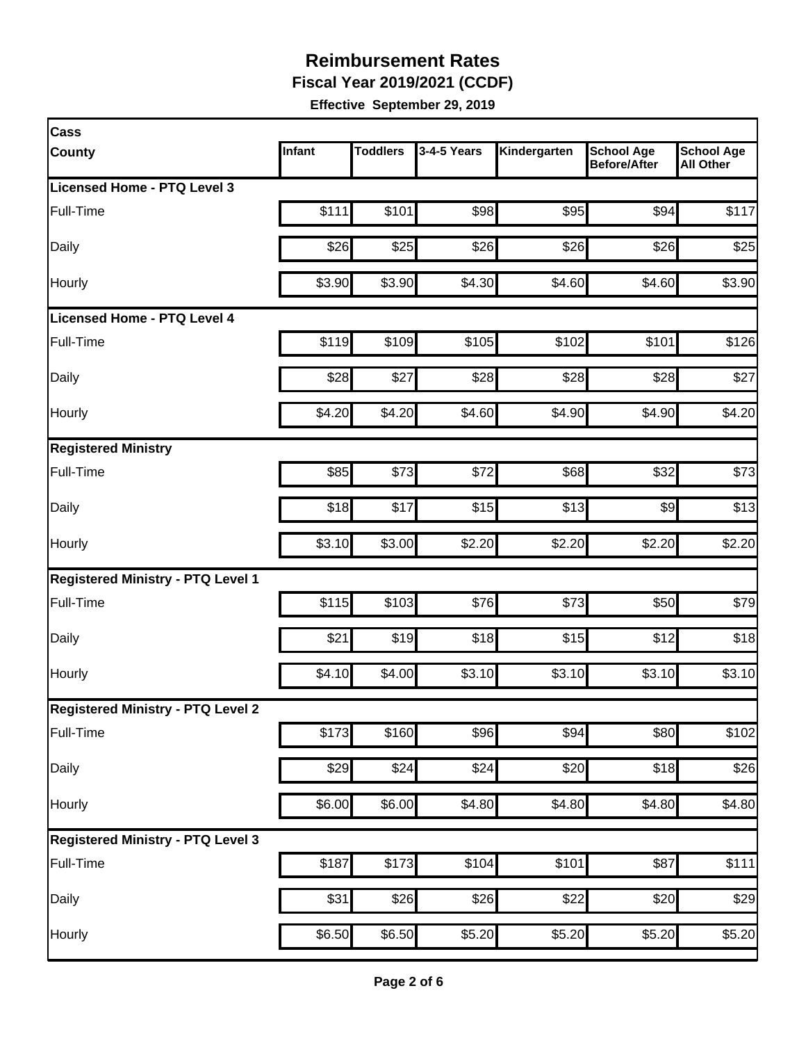# Reimbursement Rates

**Fiscal Year 2019/2021 (CCDF)**

**Effective September 29, 2019**

| Cass County | Infant | Toddlers | 3-4-5 Years | Kindergarten | School Age Before/After | School Age All Other |
|---|---|---|---|---|---|---|
| **Licensed Home - PTQ Level 3** | | | | | | |
| Full-Time | $111 | $101 | $98 | $95 | $94 | $117 |
| Daily | $26 | $25 | $26 | $26 | $26 | $25 |
| Hourly | $3.90 | $3.90 | $4.30 | $4.60 | $4.60 | $3.90 |
| **Licensed Home - PTQ Level 4** | | | | | | |
| Full-Time | $119 | $109 | $105 | $102 | $101 | $126 |
| Daily | $28 | $27 | $28 | $28 | $28 | $27 |
| Hourly | $4.20 | $4.20 | $4.60 | $4.90 | $4.90 | $4.20 |
| **Registered Ministry** | | | | | | |
| Full-Time | $85 | $73 | $72 | $68 | $32 | $73 |
| Daily | $18 | $17 | $15 | $13 | $9 | $13 |
| Hourly | $3.10 | $3.00 | $2.20 | $2.20 | $2.20 | $2.20 |
| **Registered Ministry - PTQ Level 1** | | | | | | |
| Full-Time | $115 | $103 | $76 | $73 | $50 | $79 |
| Daily | $21 | $19 | $18 | $15 | $12 | $18 |
| Hourly | $4.10 | $4.00 | $3.10 | $3.10 | $3.10 | $3.10 |
| **Registered Ministry - PTQ Level 2** | | | | | | |
| Full-Time | $173 | $160 | $96 | $94 | $80 | $102 |
| Daily | $29 | $24 | $24 | $20 | $18 | $26 |
| Hourly | $6.00 | $6.00 | $4.80 | $4.80 | $4.80 | $4.80 |
| **Registered Ministry - PTQ Level 3** | | | | | | |
| Full-Time | $187 | $173 | $104 | $101 | $87 | $111 |
| Daily | $31 | $26 | $26 | $22 | $20 | $29 |
| Hourly | $6.50 | $6.50 | $5.20 | $5.20 | $5.20 | $5.20 |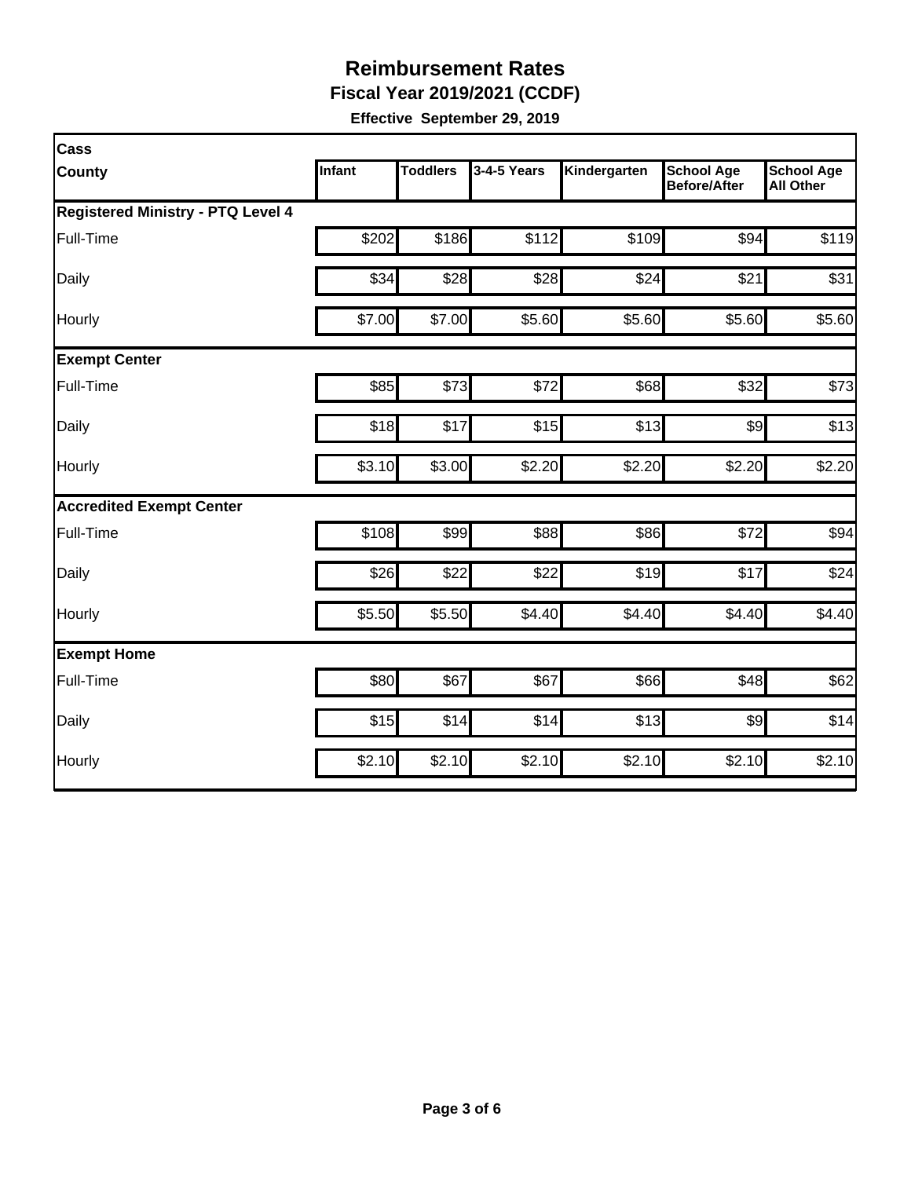# Reimbursement Rates

**Fiscal Year 2019/2021 (CCDF)**

**Effective September 29, 2019**

| Cass County | Infant | Toddlers | 3-4-5 Years | Kindergarten | School Age Before/After | School Age All Other |
|---|---|---|---|---|---|---|
| **Registered Ministry - PTQ Level 4** | | | | | | |
| Full-Time | $202 | $186 | $112 | $109 | $94 | $119 |
| Daily | $34 | $28 | $28 | $24 | $21 | $31 |
| Hourly | $7.00 | $7.00 | $5.60 | $5.60 | $5.60 | $5.60 |
| **Exempt Center** | | | | | | |
| Full-Time | $85 | $73 | $72 | $68 | $32 | $73 |
| Daily | $18 | $17 | $15 | $13 | $9 | $13 |
| Hourly | $3.10 | $3.00 | $2.20 | $2.20 | $2.20 | $2.20 |
| **Accredited Exempt Center** | | | | | | |
| Full-Time | $108 | $99 | $88 | $86 | $72 | $94 |
| Daily | $26 | $22 | $22 | $19 | $17 | $24 |
| Hourly | $5.50 | $5.50 | $4.40 | $4.40 | $4.40 | $4.40 |
| **Exempt Home** | | | | | | |
| Full-Time | $80 | $67 | $67 | $66 | $48 | $62 |
| Daily | $15 | $14 | $14 | $13 | $9 | $14 |
| Hourly | $2.10 | $2.10 | $2.10 | $2.10 | $2.10 | $2.10 |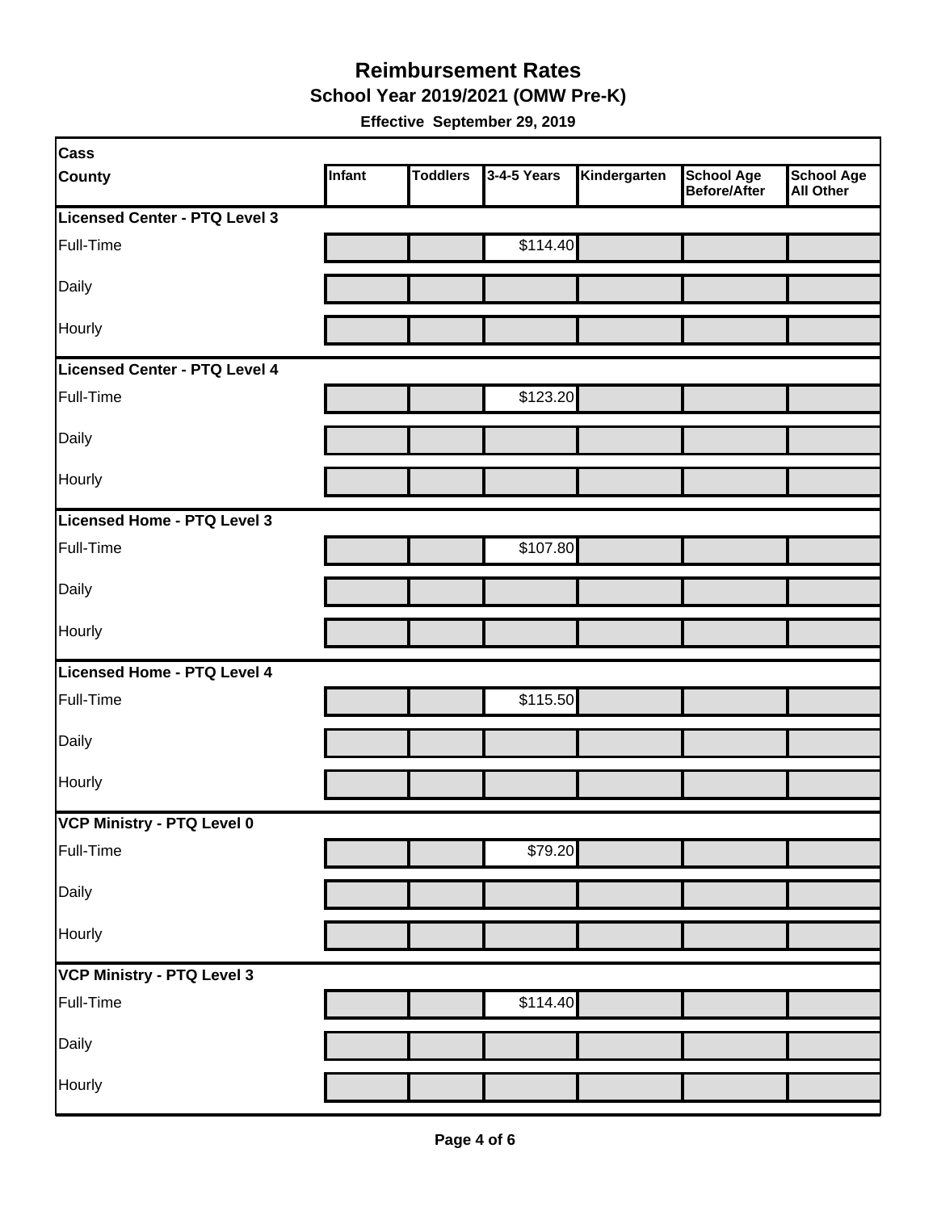# Reimbursement Rates

## School Year 2019/2021 (OMW Pre-K)

**Effective September 29, 2019**

| Cass County | Infant | Toddlers | 3-4-5 Years | Kindergarten | School Age Before/After | School Age All Other |
|---|---|---|---|---|---|---|
| **Licensed Center - PTQ Level 3** | | | | | | |
| Full-Time | | | $114.40 | | | |
| Daily | | | | | | |
| Hourly | | | | | | |
| **Licensed Center - PTQ Level 4** | | | | | | |
| Full-Time | | | $123.20 | | | |
| Daily | | | | | | |
| Hourly | | | | | | |
| **Licensed Home - PTQ Level 3** | | | | | | |
| Full-Time | | | $107.80 | | | |
| Daily | | | | | | |
| Hourly | | | | | | |
| **Licensed Home - PTQ Level 4** | | | | | | |
| Full-Time | | | $115.50 | | | |
| Daily | | | | | | |
| Hourly | | | | | | |
| **VCP Ministry - PTQ Level 0** | | | | | | |
| Full-Time | | | $79.20 | | | |
| Daily | | | | | | |
| Hourly | | | | | | |
| **VCP Ministry - PTQ Level 3** | | | | | | |
| Full-Time | | | $114.40 | | | |
| Daily | | | | | | |
| Hourly | | | | | | |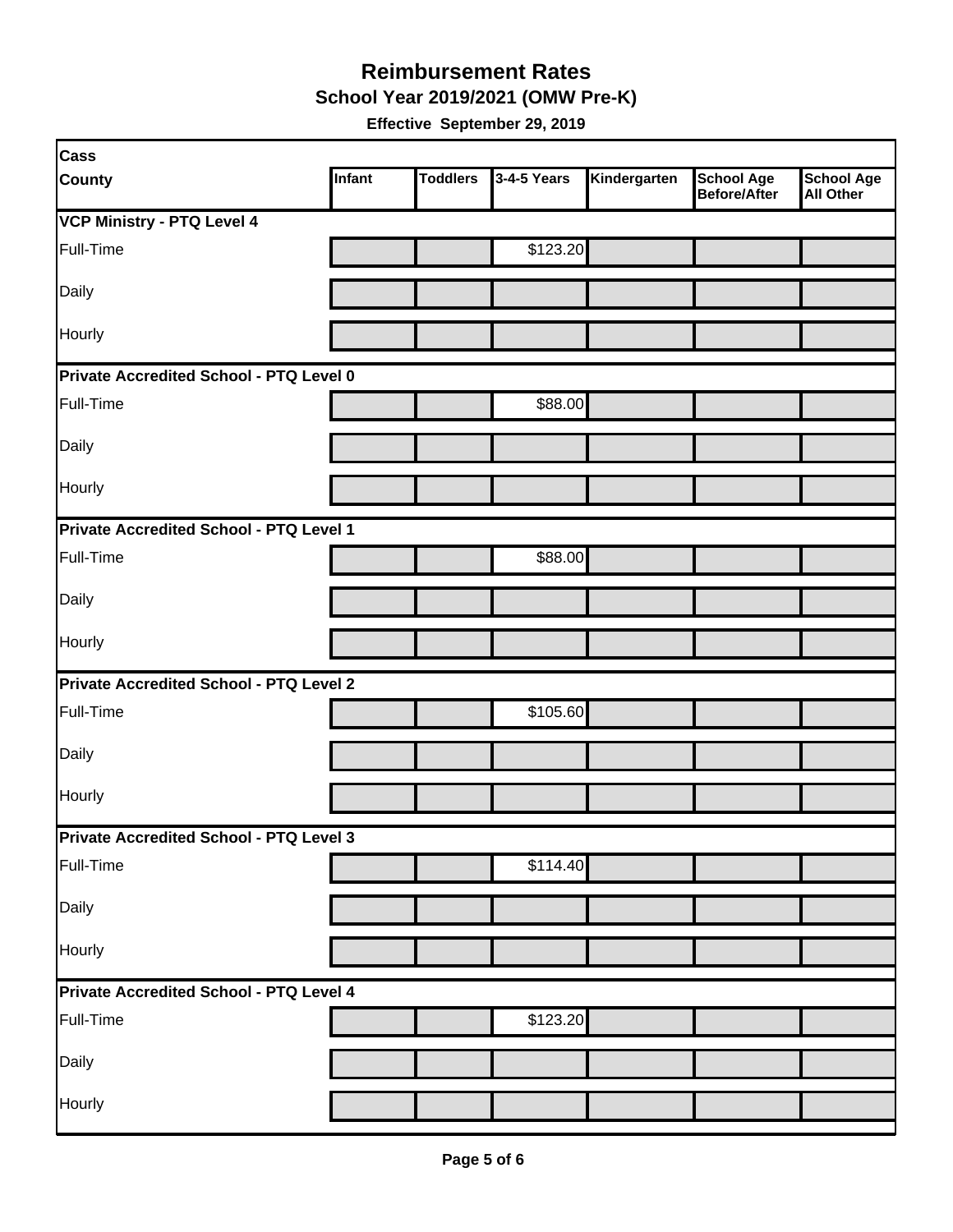# Reimbursement Rates

## School Year 2019/2021 (OMW Pre-K)

**Effective September 29, 2019**

| Cass<br>County | Infant | Toddlers | 3-4-5 Years | Kindergarten | School Age Before/After | School Age All Other |
|---|---|---|---|---|---|---|
| **VCP Ministry - PTQ Level 4** | | | | | | |
| Full-Time | | | $123.20 | | | |
| Daily | | | | | | |
| Hourly | | | | | | |
| **Private Accredited School - PTQ Level 0** | | | | | | |
| Full-Time | | | $88.00 | | | |
| Daily | | | | | | |
| Hourly | | | | | | |
| **Private Accredited School - PTQ Level 1** | | | | | | |
| Full-Time | | | $88.00 | | | |
| Daily | | | | | | |
| Hourly | | | | | | |
| **Private Accredited School - PTQ Level 2** | | | | | | |
| Full-Time | | | $105.60 | | | |
| Daily | | | | | | |
| Hourly | | | | | | |
| **Private Accredited School - PTQ Level 3** | | | | | | |
| Full-Time | | | $114.40 | | | |
| Daily | | | | | | |
| Hourly | | | | | | |
| **Private Accredited School - PTQ Level 4** | | | | | | |
| Full-Time | | | $123.20 | | | |
| Daily | | | | | | |
| Hourly | | | | | | |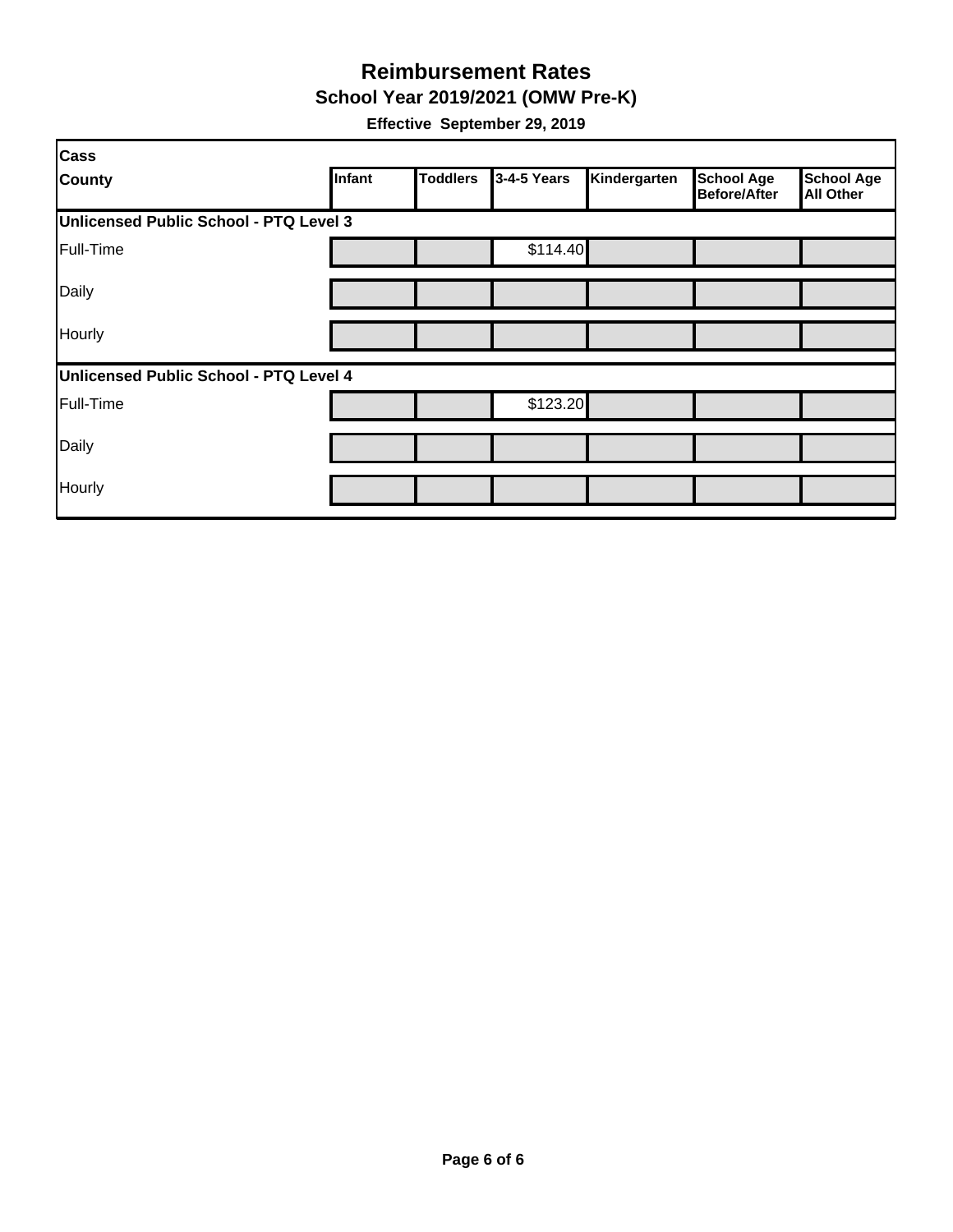# Reimbursement Rates

## School Year 2019/2021 (OMW Pre-K)

**Effective September 29, 2019**

| Cass County | Infant | Toddlers | 3-4-5 Years | Kindergarten | School Age Before/After | School Age All Other |
|---|---|---|---|---|---|---|
| **Unlicensed Public School - PTQ Level 3** | | | | | | |
| Full-Time | | | $114.40 | | | |
| Daily | | | | | | |
| Hourly | | | | | | |
| **Unlicensed Public School - PTQ Level 4** | | | | | | |
| Full-Time | | | $123.20 | | | |
| Daily | | | | | | |
| Hourly | | | | | | |